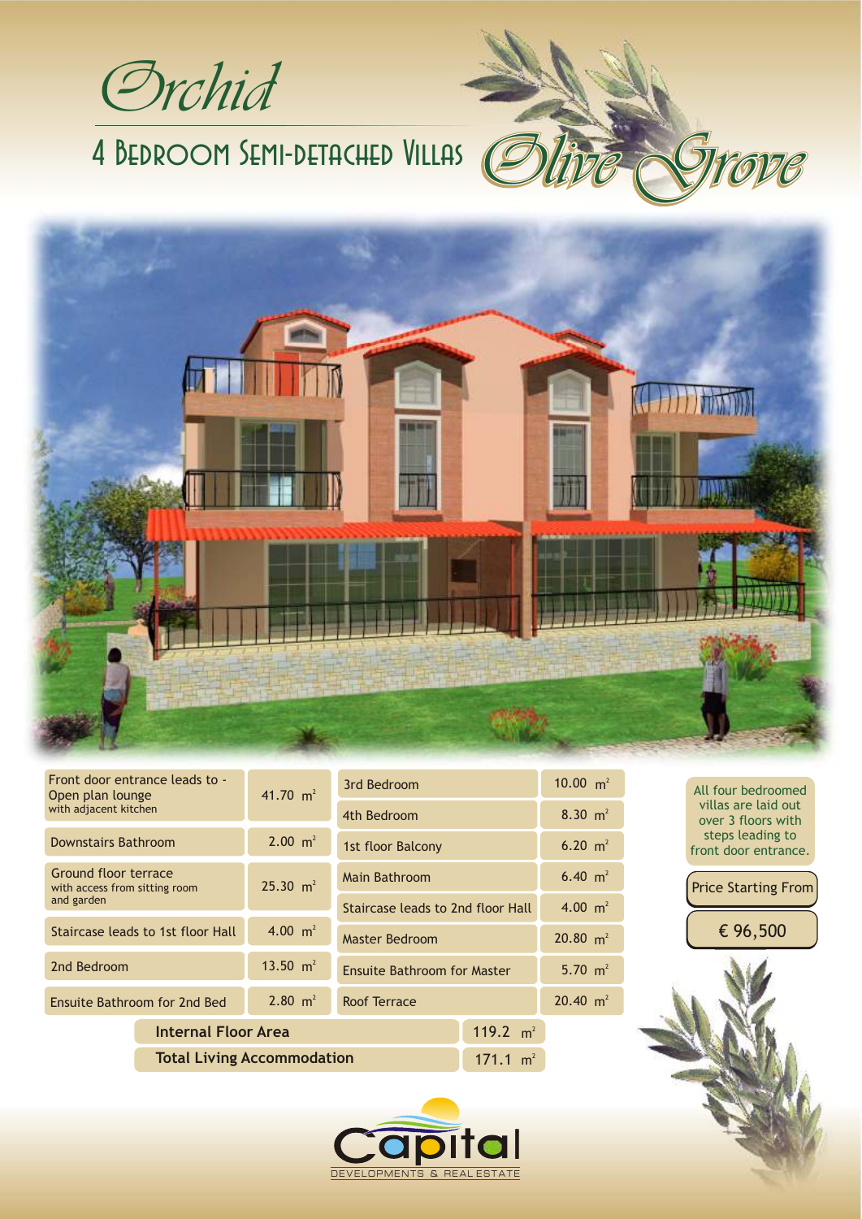# Orchid

## 4 Bedroom Semi-detached Villas

Olive Grove

| Room | Area | Room | Area |
|---|---|---|---|
| Front door entrance leads to - Open plan lounge with adjacent kitchen | 41.70 $m^2$ | 3rd Bedroom | 10.00 $m^2$ |
| | | 4th Bedroom | 8.30 $m^2$ |
| Downstairs Bathroom | 2.00 $m^2$ | 1st floor Balcony | 6.20 $m^2$ |
| Ground floor terrace with access from sitting room and garden | 25.30 $m^2$ | Main Bathroom | 6.40 $m^2$ |
| | | Staircase leads to 2nd floor Hall | 4.00 $m^2$ |
| Staircase leads to 1st floor Hall | 4.00 $m^2$ | Master Bedroom | 20.80 $m^2$ |
| 2nd Bedroom | 13.50 $m^2$ | Ensuite Bathroom for Master | 5.70 $m^2$ |
| Ensuite Bathroom for 2nd Bed | 2.80 $m^2$ | Roof Terrace | 20.40 $m^2$ |

| | |
|---|---|
| **Internal Floor Area** | 119.2 $m^2$ |
| **Total Living Accommodation** | 171.1 $m^2$ |

All four bedroomed villas are laid out over 3 floors with steps leading to front door entrance.

Price Starting From

€ 96,500

Capital

DEVELOPMENTS & REAL ESTATE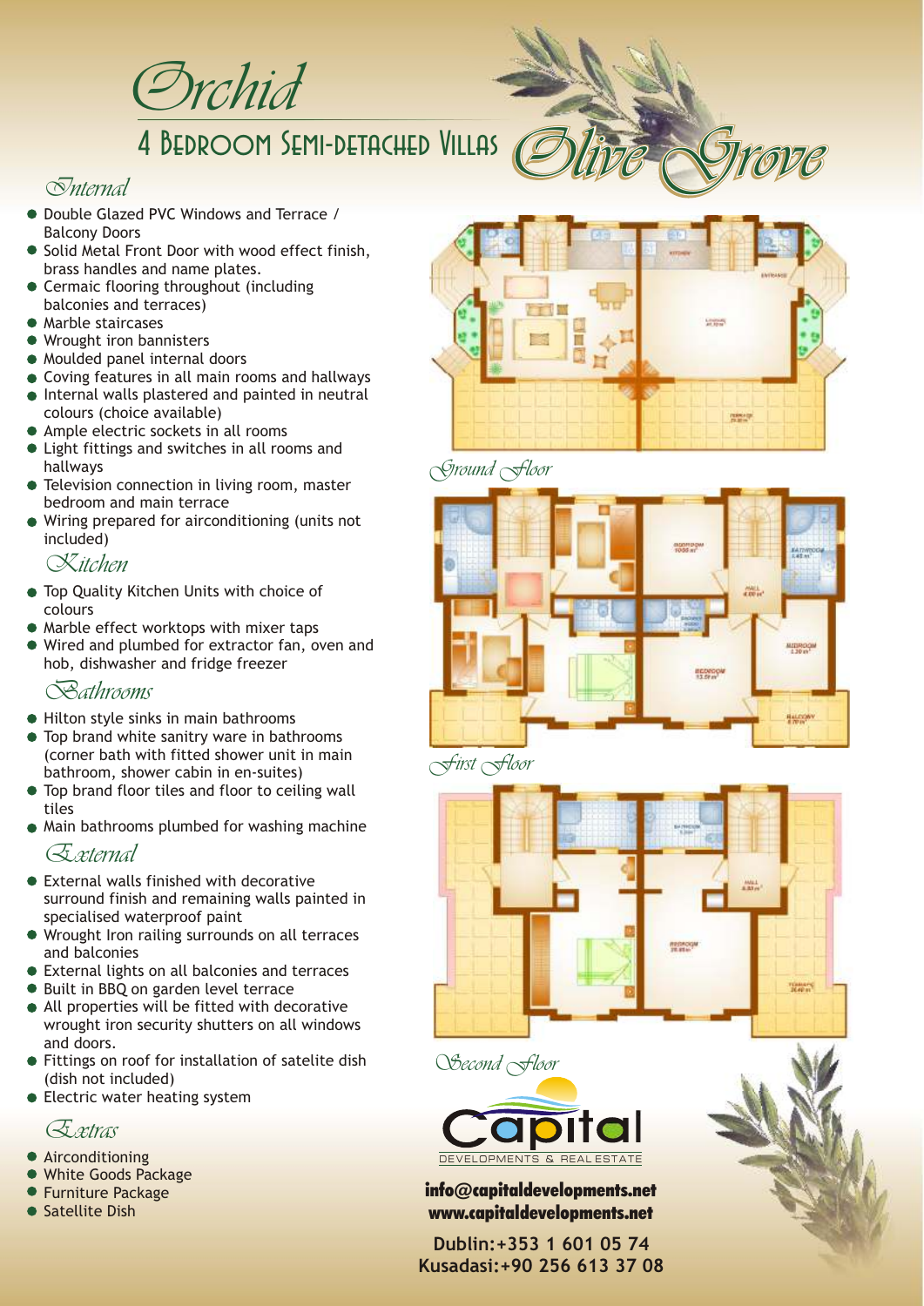# Orchid

## 4 Bedroom Semi-detached Villas

Olive Grove

### Internal

- Double Glazed PVC Windows and Terrace / Balcony Doors
- Solid Metal Front Door with wood effect finish, brass handles and name plates.
- Cermaic flooring throughout (including balconies and terraces)
- Marble staircases
- Wrought iron bannisters
- Moulded panel internal doors
- Coving features in all main rooms and hallways
- Internal walls plastered and painted in neutral colours (choice available)
- Ample electric sockets in all rooms
- Light fittings and switches in all rooms and hallways
- Television connection in living room, master bedroom and main terrace
- Wiring prepared for airconditioning (units not included)

### Kitchen

- Top Quality Kitchen Units with choice of colours
- Marble effect worktops with mixer taps
- Wired and plumbed for extractor fan, oven and hob, dishwasher and fridge freezer

### Bathrooms

- Hilton style sinks in main bathrooms
- Top brand white sanitry ware in bathrooms (corner bath with fitted shower unit in main bathroom, shower cabin in en-suites)
- Top brand floor tiles and floor to ceiling wall tiles
- Main bathrooms plumbed for washing machine

### External

- External walls finished with decorative surround finish and remaining walls painted in specialised waterproof paint
- Wrought Iron railing surrounds on all terraces and balconies
- External lights on all balconies and terraces
- Built in BBQ on garden level terrace
- All properties will be fitted with decorative wrought iron security shutters on all windows and doors.
- Fittings on roof for installation of satelite dish (dish not included)
- Electric water heating system

### Extras

- Airconditioning
- White Goods Package
- Furniture Package
- Satellite Dish

Ground Floor

First Floor

Second Floor

Capital
DEVELOPMENTS & REAL ESTATE

**info@capitaldevelopments.net**
**www.capitaldevelopments.net**

**Dublin: +353 1 601 05 74**
**Kusadasi: +90 256 613 37 08**